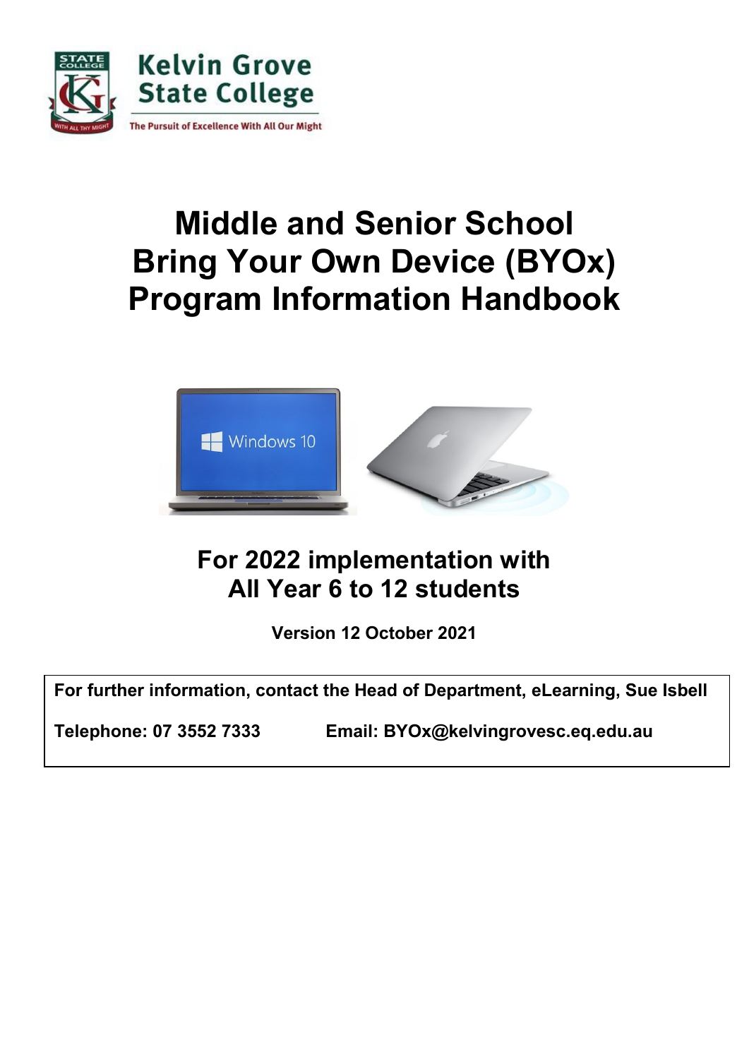Kelvin Grove State College

The Pursuit of Excellence With All Our Might

# Middle and Senior School Bring Your Own Device (BYOx) Program Information Handbook

## For 2022 implementation with All Year 6 to 12 students

**Version 12 October 2021**

**For further information, contact the Head of Department, eLearning, Sue Isbell**

**Telephone: 07 3552 7333 Email: BYOx@kelvingrovesc.eq.edu.au**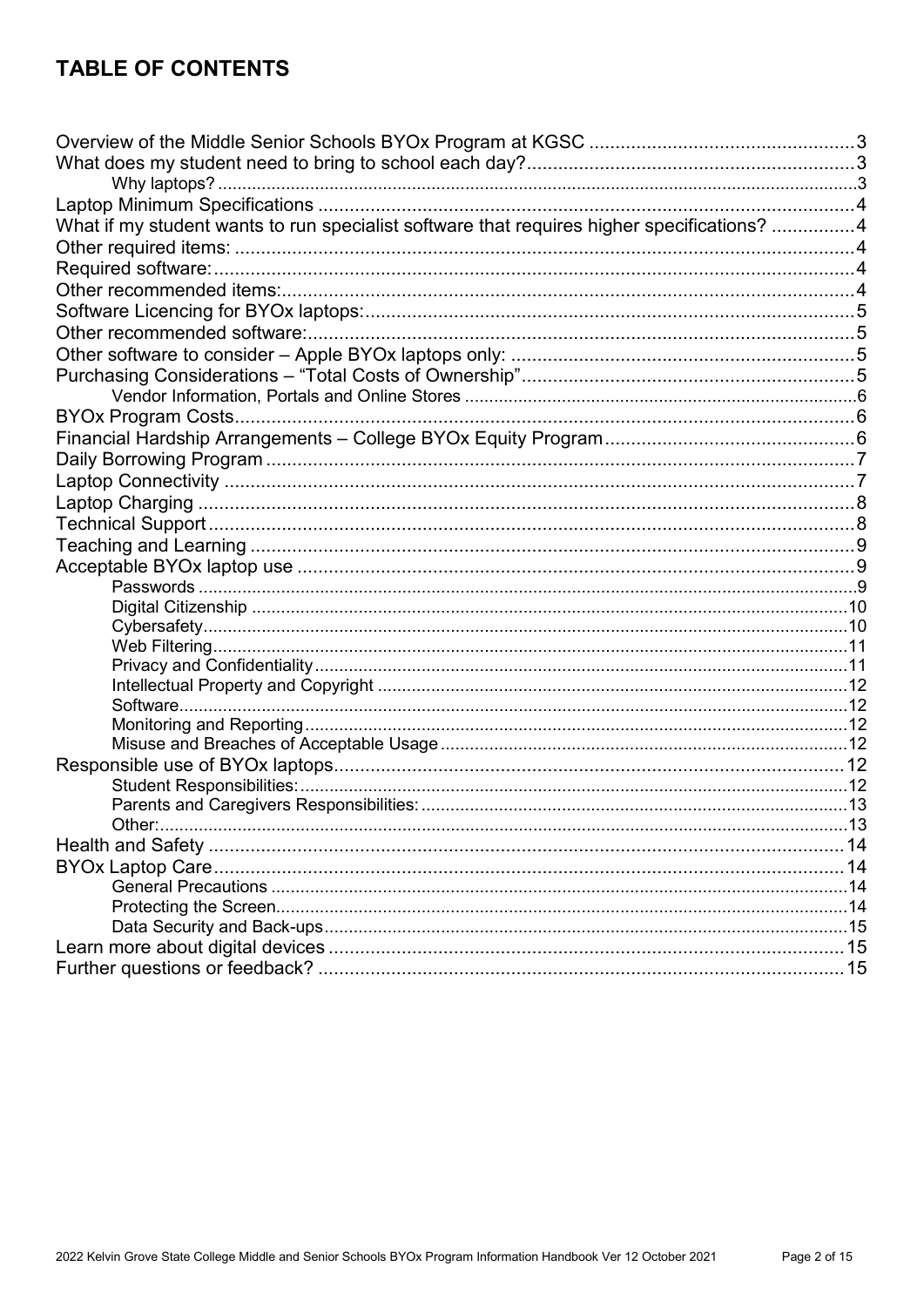## TABLE OF CONTENTS

- Overview of the Middle Senior Schools BYOx Program at KGSC .......... 3
- What does my student need to bring to school each day? .......... 3
  - Why laptops? .......... 3
- Laptop Minimum Specifications .......... 4
- What if my student wants to run specialist software that requires higher specifications? .......... 4
- Other required items: .......... 4
- Required software: .......... 4
- Other recommended items: .......... 4
- Software Licencing for BYOx laptops: .......... 5
- Other recommended software: .......... 5
- Other software to consider – Apple BYOx laptops only: .......... 5
- Purchasing Considerations – "Total Costs of Ownership" .......... 5
  - Vendor Information, Portals and Online Stores .......... 6
- BYOx Program Costs .......... 6
- Financial Hardship Arrangements – College BYOx Equity Program .......... 6
- Daily Borrowing Program .......... 7
- Laptop Connectivity .......... 7
- Laptop Charging .......... 8
- Technical Support .......... 8
- Teaching and Learning .......... 9
- Acceptable BYOx laptop use .......... 9
  - Passwords .......... 9
  - Digital Citizenship .......... 10
  - Cybersafety .......... 10
  - Web Filtering .......... 11
  - Privacy and Confidentiality .......... 11
  - Intellectual Property and Copyright .......... 12
  - Software .......... 12
  - Monitoring and Reporting .......... 12
  - Misuse and Breaches of Acceptable Usage .......... 12
- Responsible use of BYOx laptops .......... 12
  - Student Responsibilities: .......... 12
  - Parents and Caregivers Responsibilities: .......... 13
  - Other: .......... 13
- Health and Safety .......... 14
- BYOx Laptop Care .......... 14
  - General Precautions .......... 14
  - Protecting the Screen .......... 14
  - Data Security and Back-ups .......... 15
- Learn more about digital devices .......... 15
- Further questions or feedback? .......... 15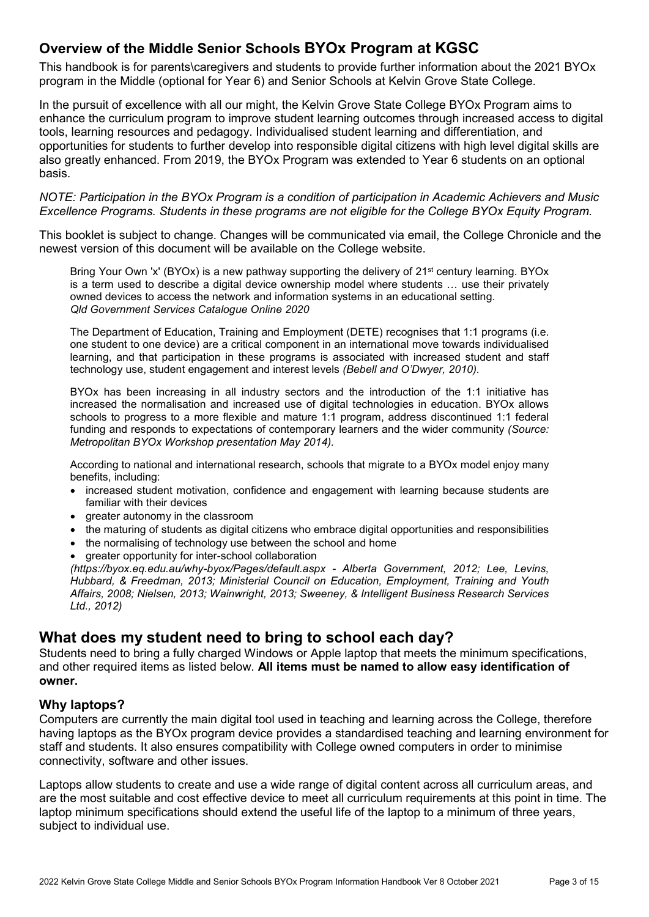## Overview of the Middle Senior Schools BYOx Program at KGSC

This handbook is for parents\caregivers and students to provide further information about the 2021 BYOx program in the Middle (optional for Year 6) and Senior Schools at Kelvin Grove State College.

In the pursuit of excellence with all our might, the Kelvin Grove State College BYOx Program aims to enhance the curriculum program to improve student learning outcomes through increased access to digital tools, learning resources and pedagogy. Individualised student learning and differentiation, and opportunities for students to further develop into responsible digital citizens with high level digital skills are also greatly enhanced. From 2019, the BYOx Program was extended to Year 6 students on an optional basis.

*NOTE: Participation in the BYOx Program is a condition of participation in Academic Achievers and Music Excellence Programs. Students in these programs are not eligible for the College BYOx Equity Program.*

This booklet is subject to change. Changes will be communicated via email, the College Chronicle and the newest version of this document will be available on the College website.

> Bring Your Own 'x' (BYOx) is a new pathway supporting the delivery of 21st century learning. BYOx is a term used to describe a digital device ownership model where students … use their privately owned devices to access the network and information systems in an educational setting. *Qld Government Services Catalogue Online 2020*
>
> The Department of Education, Training and Employment (DETE) recognises that 1:1 programs (i.e. one student to one device) are a critical component in an international move towards individualised learning, and that participation in these programs is associated with increased student and staff technology use, student engagement and interest levels *(Bebell and O'Dwyer, 2010).*
>
> BYOx has been increasing in all industry sectors and the introduction of the 1:1 initiative has increased the normalisation and increased use of digital technologies in education. BYOx allows schools to progress to a more flexible and mature 1:1 program, address discontinued 1:1 federal funding and responds to expectations of contemporary learners and the wider community *(Source: Metropolitan BYOx Workshop presentation May 2014).*
>
> According to national and international research, schools that migrate to a BYOx model enjoy many benefits, including:
>
> - increased student motivation, confidence and engagement with learning because students are familiar with their devices
> - greater autonomy in the classroom
> - the maturing of students as digital citizens who embrace digital opportunities and responsibilities
> - the normalising of technology use between the school and home
> - greater opportunity for inter-school collaboration
>
> *(https://byox.eq.edu.au/why-byox/Pages/default.aspx - Alberta Government, 2012; Lee, Levins, Hubbard, & Freedman, 2013; Ministerial Council on Education, Employment, Training and Youth Affairs, 2008; Nielsen, 2013; Wainwright, 2013; Sweeney, & Intelligent Business Research Services Ltd., 2012)*

## What does my student need to bring to school each day?

Students need to bring a fully charged Windows or Apple laptop that meets the minimum specifications, and other required items as listed below. **All items must be named to allow easy identification of owner.**

### Why laptops?

Computers are currently the main digital tool used in teaching and learning across the College, therefore having laptops as the BYOx program device provides a standardised teaching and learning environment for staff and students. It also ensures compatibility with College owned computers in order to minimise connectivity, software and other issues.

Laptops allow students to create and use a wide range of digital content across all curriculum areas, and are the most suitable and cost effective device to meet all curriculum requirements at this point in time. The laptop minimum specifications should extend the useful life of the laptop to a minimum of three years, subject to individual use.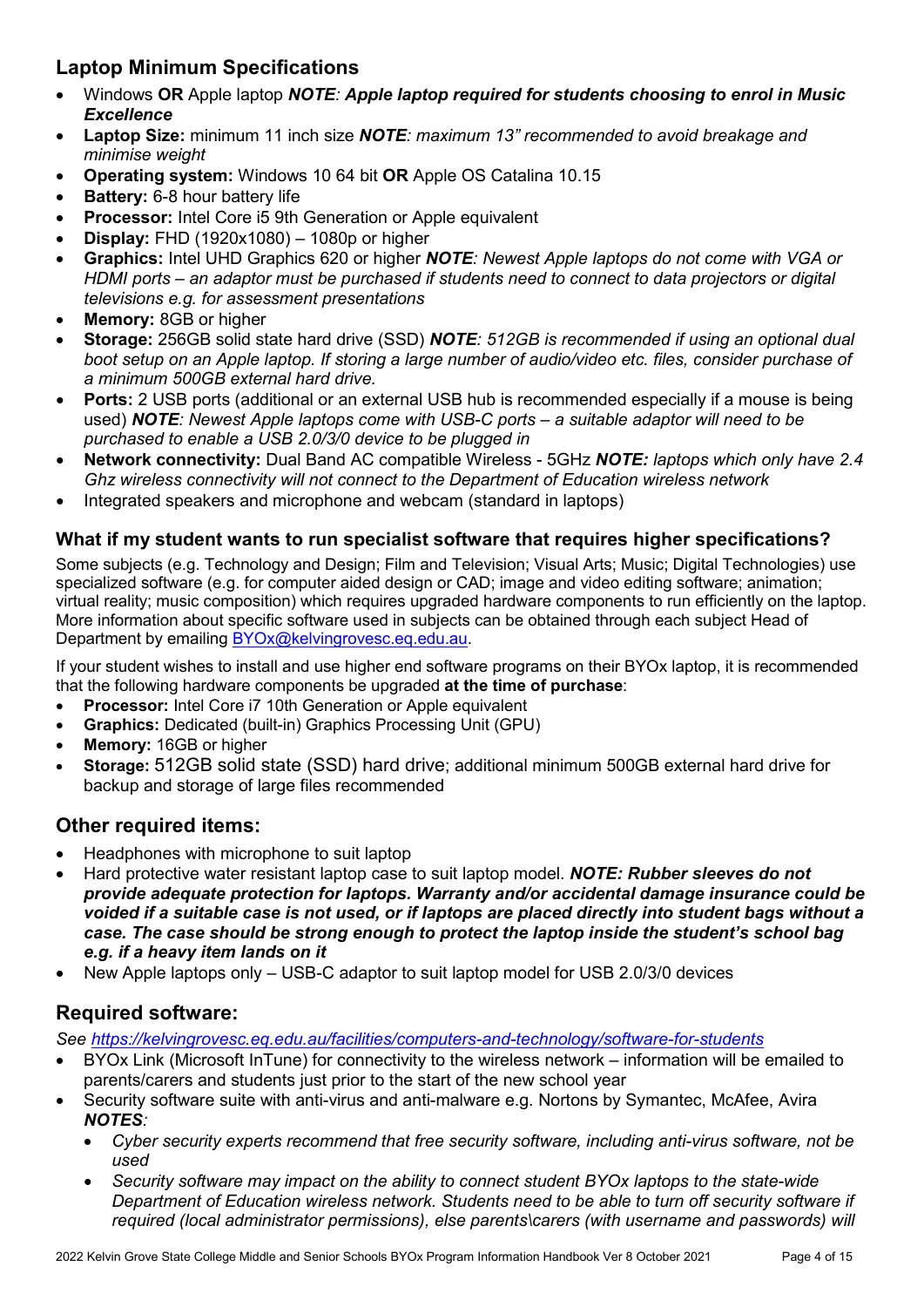## Laptop Minimum Specifications

- Windows **OR** Apple laptop ***NOTE*: *Apple laptop required for students choosing to enrol in Music Excellence***
- **Laptop Size:** minimum 11 inch size ***NOTE****: maximum 13" recommended to avoid breakage and minimise weight*
- **Operating system:** Windows 10 64 bit **OR** Apple OS Catalina 10.15
- **Battery:** 6-8 hour battery life
- **Processor:** Intel Core i5 9th Generation or Apple equivalent
- **Display:** FHD (1920x1080) – 1080p or higher
- **Graphics:** Intel UHD Graphics 620 or higher ***NOTE****: Newest Apple laptops do not come with VGA or HDMI ports – an adaptor must be purchased if students need to connect to data projectors or digital televisions e.g. for assessment presentations*
- **Memory:** 8GB or higher
- **Storage:** 256GB solid state hard drive (SSD) ***NOTE****: 512GB is recommended if using an optional dual boot setup on an Apple laptop. If storing a large number of audio/video etc. files, consider purchase of a minimum 500GB external hard drive.*
- **Ports:** 2 USB ports (additional or an external USB hub is recommended especially if a mouse is being used) ***NOTE****: Newest Apple laptops come with USB-C ports – a suitable adaptor will need to be purchased to enable a USB 2.0/3/0 device to be plugged in*
- **Network connectivity:** Dual Band AC compatible Wireless - 5GHz ***NOTE:*** *laptops which only have 2.4 Ghz wireless connectivity will not connect to the Department of Education wireless network*
- Integrated speakers and microphone and webcam (standard in laptops)

### What if my student wants to run specialist software that requires higher specifications?

Some subjects (e.g. Technology and Design; Film and Television; Visual Arts; Music; Digital Technologies) use specialized software (e.g. for computer aided design or CAD; image and video editing software; animation; virtual reality; music composition) which requires upgraded hardware components to run efficiently on the laptop. More information about specific software used in subjects can be obtained through each subject Head of Department by emailing BYOx@kelvingrovesc.eq.edu.au.

If your student wishes to install and use higher end software programs on their BYOx laptop, it is recommended that the following hardware components be upgraded **at the time of purchase**:

- **Processor:** Intel Core i7 10th Generation or Apple equivalent
- **Graphics:** Dedicated (built-in) Graphics Processing Unit (GPU)
- **Memory:** 16GB or higher
- **Storage:** 512GB solid state (SSD) hard drive; additional minimum 500GB external hard drive for backup and storage of large files recommended

## Other required items:

- Headphones with microphone to suit laptop
- Hard protective water resistant laptop case to suit laptop model. ***NOTE: Rubber sleeves do not provide adequate protection for laptops. Warranty and/or accidental damage insurance could be voided if a suitable case is not used, or if laptops are placed directly into student bags without a case. The case should be strong enough to protect the laptop inside the student's school bag e.g. if a heavy item lands on it***
- New Apple laptops only – USB-C adaptor to suit laptop model for USB 2.0/3/0 devices

## Required software:

*See https://kelvingrovesc.eq.edu.au/facilities/computers-and-technology/software-for-students*

- BYOx Link (Microsoft InTune) for connectivity to the wireless network – information will be emailed to parents/carers and students just prior to the start of the new school year
- Security software suite with anti-virus and anti-malware e.g. Nortons by Symantec, McAfee, Avira ***NOTES****:*
  - *Cyber security experts recommend that free security software, including anti-virus software, not be used*
  - *Security software may impact on the ability to connect student BYOx laptops to the state-wide Department of Education wireless network. Students need to be able to turn off security software if required (local administrator permissions), else parents\carers (with username and passwords) will*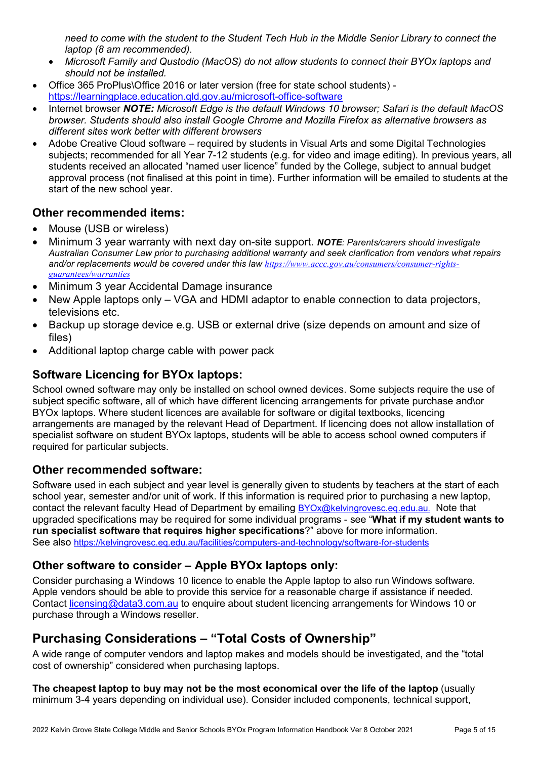*need to come with the student to the Student Tech Hub in the Middle Senior Library to connect the laptop (8 am recommended).*

- *Microsoft Family and Qustodio (MacOS) do not allow students to connect their BYOx laptops and should not be installed.*

- Office 365 ProPlus\Office 2016 or later version (free for state school students) - https://learningplace.education.qld.gov.au/microsoft-office-software
- Internet browser ***NOTE:*** *Microsoft Edge is the default Windows 10 browser; Safari is the default MacOS browser. Students should also install Google Chrome and Mozilla Firefox as alternative browsers as different sites work better with different browsers*
- Adobe Creative Cloud software – required by students in Visual Arts and some Digital Technologies subjects; recommended for all Year 7-12 students (e.g. for video and image editing). In previous years, all students received an allocated "named user licence" funded by the College, subject to annual budget approval process (not finalised at this point in time). Further information will be emailed to students at the start of the new school year.

## Other recommended items:

- Mouse (USB or wireless)
- Minimum 3 year warranty with next day on-site support. ***NOTE****: Parents/carers should investigate Australian Consumer Law prior to purchasing additional warranty and seek clarification from vendors what repairs and/or replacements would be covered under this law https://www.accc.gov.au/consumers/consumer-rights-guarantees/warranties*
- Minimum 3 year Accidental Damage insurance
- New Apple laptops only – VGA and HDMI adaptor to enable connection to data projectors, televisions etc.
- Backup up storage device e.g. USB or external drive (size depends on amount and size of files)
- Additional laptop charge cable with power pack

## Software Licencing for BYOx laptops:

School owned software may only be installed on school owned devices. Some subjects require the use of subject specific software, all of which have different licencing arrangements for private purchase and\or BYOx laptops. Where student licences are available for software or digital textbooks, licencing arrangements are managed by the relevant Head of Department. If licencing does not allow installation of specialist software on student BYOx laptops, students will be able to access school owned computers if required for particular subjects.

## Other recommended software:

Software used in each subject and year level is generally given to students by teachers at the start of each school year, semester and/or unit of work. If this information is required prior to purchasing a new laptop, contact the relevant faculty Head of Department by emailing BYOx@kelvingrovesc.eq.edu.au. Note that upgraded specifications may be required for some individual programs - see "**What if my student wants to run specialist software that requires higher specifications**?" above for more information.
See also https://kelvingrovesc.eq.edu.au/facilities/computers-and-technology/software-for-students

## Other software to consider – Apple BYOx laptops only:

Consider purchasing a Windows 10 licence to enable the Apple laptop to also run Windows software. Apple vendors should be able to provide this service for a reasonable charge if assistance if needed. Contact licensing@data3.com.au to enquire about student licencing arrangements for Windows 10 or purchase through a Windows reseller.

# Purchasing Considerations – "Total Costs of Ownership"

A wide range of computer vendors and laptop makes and models should be investigated, and the "total cost of ownership" considered when purchasing laptops.

**The cheapest laptop to buy may not be the most economical over the life of the laptop** (usually minimum 3-4 years depending on individual use). Consider included components, technical support,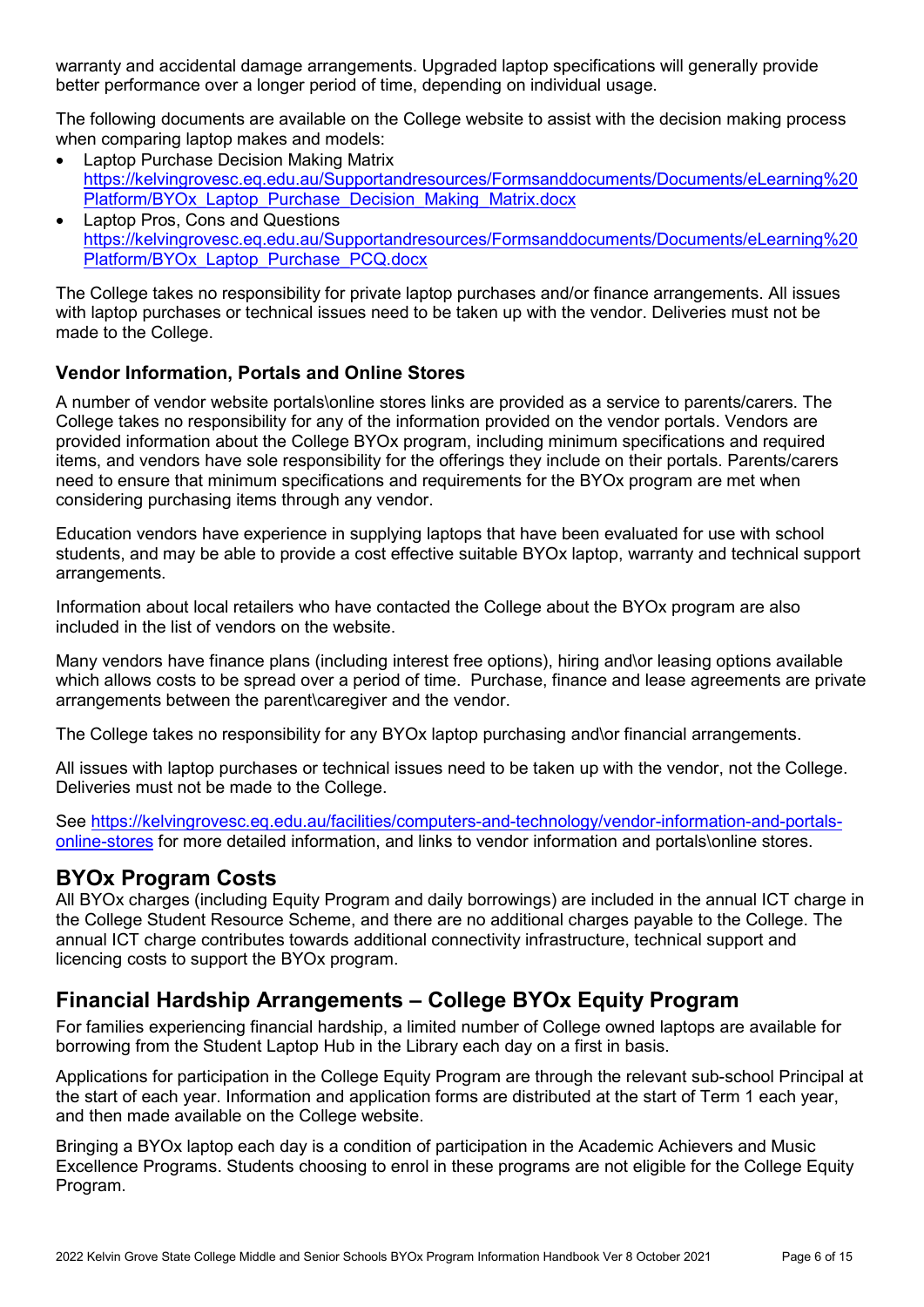warranty and accidental damage arrangements. Upgraded laptop specifications will generally provide better performance over a longer period of time, depending on individual usage.

The following documents are available on the College website to assist with the decision making process when comparing laptop makes and models:

- Laptop Purchase Decision Making Matrix https://kelvingrovesc.eq.edu.au/Supportandresources/Formsanddocuments/Documents/eLearning%20Platform/BYOx_Laptop_Purchase_Decision_Making_Matrix.docx
- Laptop Pros, Cons and Questions https://kelvingrovesc.eq.edu.au/Supportandresources/Formsanddocuments/Documents/eLearning%20Platform/BYOx_Laptop_Purchase_PCQ.docx

The College takes no responsibility for private laptop purchases and/or finance arrangements. All issues with laptop purchases or technical issues need to be taken up with the vendor. Deliveries must not be made to the College.

### Vendor Information, Portals and Online Stores

A number of vendor website portals\online stores links are provided as a service to parents/carers. The College takes no responsibility for any of the information provided on the vendor portals. Vendors are provided information about the College BYOx program, including minimum specifications and required items, and vendors have sole responsibility for the offerings they include on their portals. Parents/carers need to ensure that minimum specifications and requirements for the BYOx program are met when considering purchasing items through any vendor.

Education vendors have experience in supplying laptops that have been evaluated for use with school students, and may be able to provide a cost effective suitable BYOx laptop, warranty and technical support arrangements.

Information about local retailers who have contacted the College about the BYOx program are also included in the list of vendors on the website.

Many vendors have finance plans (including interest free options), hiring and\or leasing options available which allows costs to be spread over a period of time. Purchase, finance and lease agreements are private arrangements between the parent\caregiver and the vendor.

The College takes no responsibility for any BYOx laptop purchasing and\or financial arrangements.

All issues with laptop purchases or technical issues need to be taken up with the vendor, not the College. Deliveries must not be made to the College.

See https://kelvingrovesc.eq.edu.au/facilities/computers-and-technology/vendor-information-and-portals-online-stores for more detailed information, and links to vendor information and portals\online stores.

## BYOx Program Costs

All BYOx charges (including Equity Program and daily borrowings) are included in the annual ICT charge in the College Student Resource Scheme, and there are no additional charges payable to the College. The annual ICT charge contributes towards additional connectivity infrastructure, technical support and licencing costs to support the BYOx program.

## Financial Hardship Arrangements – College BYOx Equity Program

For families experiencing financial hardship, a limited number of College owned laptops are available for borrowing from the Student Laptop Hub in the Library each day on a first in basis.

Applications for participation in the College Equity Program are through the relevant sub-school Principal at the start of each year. Information and application forms are distributed at the start of Term 1 each year, and then made available on the College website.

Bringing a BYOx laptop each day is a condition of participation in the Academic Achievers and Music Excellence Programs. Students choosing to enrol in these programs are not eligible for the College Equity Program.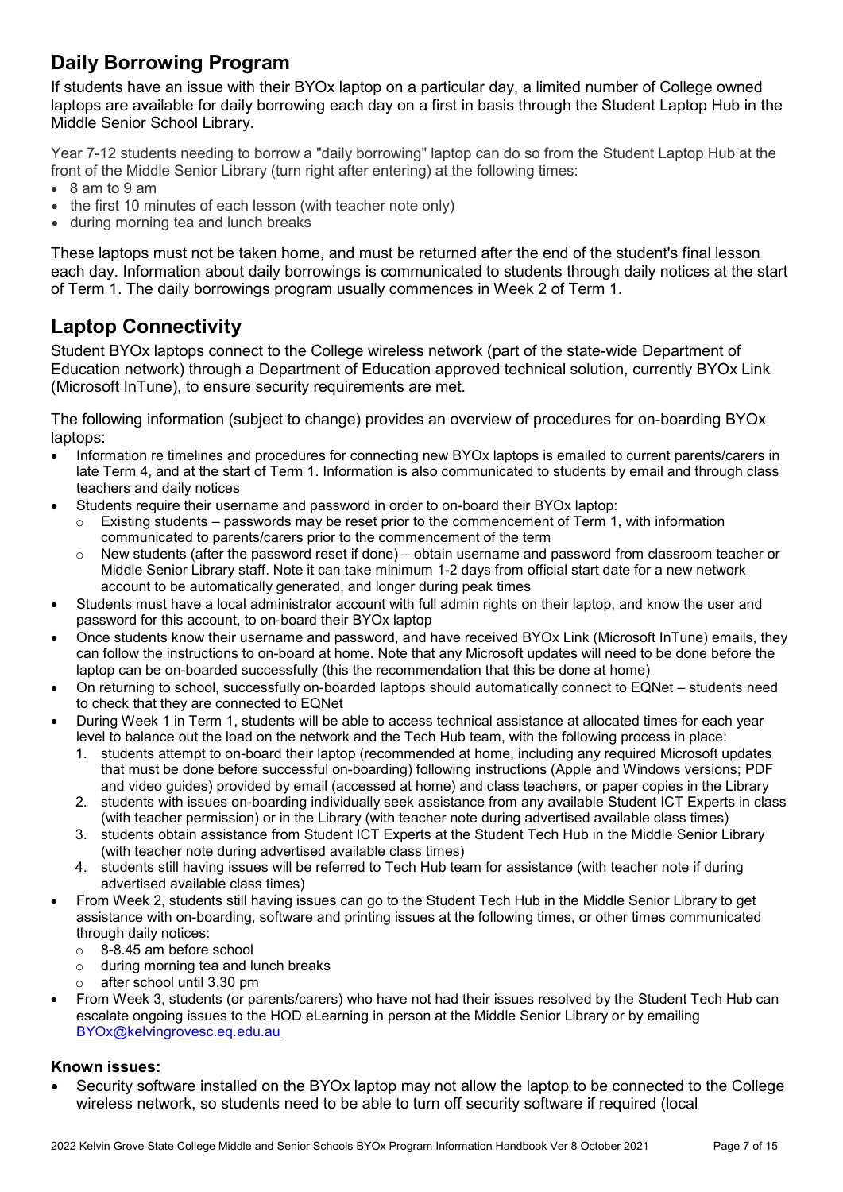## Daily Borrowing Program

If students have an issue with their BYOx laptop on a particular day, a limited number of College owned laptops are available for daily borrowing each day on a first in basis through the Student Laptop Hub in the Middle Senior School Library.

Year 7-12 students needing to borrow a "daily borrowing" laptop can do so from the Student Laptop Hub at the front of the Middle Senior Library (turn right after entering) at the following times:

- 8 am to 9 am
- the first 10 minutes of each lesson (with teacher note only)
- during morning tea and lunch breaks

These laptops must not be taken home, and must be returned after the end of the student's final lesson each day. Information about daily borrowings is communicated to students through daily notices at the start of Term 1. The daily borrowings program usually commences in Week 2 of Term 1.

## Laptop Connectivity

Student BYOx laptops connect to the College wireless network (part of the state-wide Department of Education network) through a Department of Education approved technical solution, currently BYOx Link (Microsoft InTune), to ensure security requirements are met.

The following information (subject to change) provides an overview of procedures for on-boarding BYOx laptops:

- Information re timelines and procedures for connecting new BYOx laptops is emailed to current parents/carers in late Term 4, and at the start of Term 1. Information is also communicated to students by email and through class teachers and daily notices
- Students require their username and password in order to on-board their BYOx laptop:
  - Existing students – passwords may be reset prior to the commencement of Term 1, with information communicated to parents/carers prior to the commencement of the term
  - New students (after the password reset if done) – obtain username and password from classroom teacher or Middle Senior Library staff. Note it can take minimum 1-2 days from official start date for a new network account to be automatically generated, and longer during peak times
- Students must have a local administrator account with full admin rights on their laptop, and know the user and password for this account, to on-board their BYOx laptop
- Once students know their username and password, and have received BYOx Link (Microsoft InTune) emails, they can follow the instructions to on-board at home. Note that any Microsoft updates will need to be done before the laptop can be on-boarded successfully (this the recommendation that this be done at home)
- On returning to school, successfully on-boarded laptops should automatically connect to EQNet – students need to check that they are connected to EQNet
- During Week 1 in Term 1, students will be able to access technical assistance at allocated times for each year level to balance out the load on the network and the Tech Hub team, with the following process in place:
  1. students attempt to on-board their laptop (recommended at home, including any required Microsoft updates that must be done before successful on-boarding) following instructions (Apple and Windows versions; PDF and video guides) provided by email (accessed at home) and class teachers, or paper copies in the Library
  2. students with issues on-boarding individually seek assistance from any available Student ICT Experts in class (with teacher permission) or in the Library (with teacher note during advertised available class times)
  3. students obtain assistance from Student ICT Experts at the Student Tech Hub in the Middle Senior Library (with teacher note during advertised available class times)
  4. students still having issues will be referred to Tech Hub team for assistance (with teacher note if during advertised available class times)
- From Week 2, students still having issues can go to the Student Tech Hub in the Middle Senior Library to get assistance with on-boarding, software and printing issues at the following times, or other times communicated through daily notices:
  - 8-8.45 am before school
  - during morning tea and lunch breaks
  - after school until 3.30 pm
- From Week 3, students (or parents/carers) who have not had their issues resolved by the Student Tech Hub can escalate ongoing issues to the HOD eLearning in person at the Middle Senior Library or by emailing [BYOx@kelvingrovesc.eq.edu.au](mailto:BYOx@kelvingrovesc.eq.edu.au)

#### Known issues:

- Security software installed on the BYOx laptop may not allow the laptop to be connected to the College wireless network, so students need to be able to turn off security software if required (local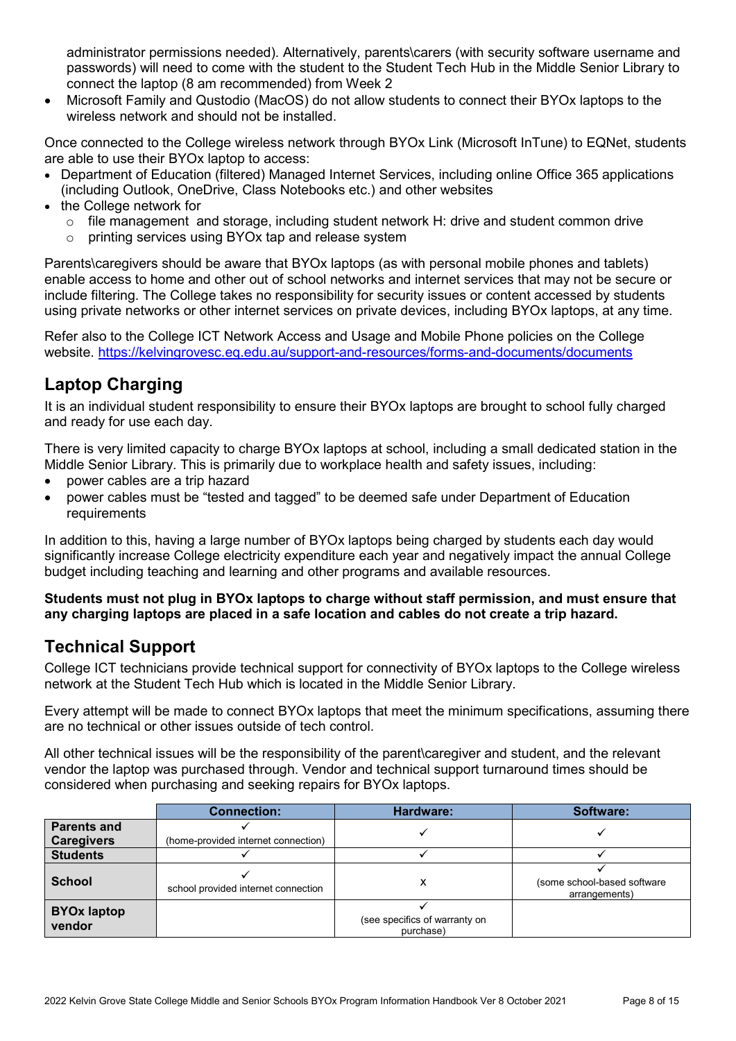administrator permissions needed). Alternatively, parents\carers (with security software username and passwords) will need to come with the student to the Student Tech Hub in the Middle Senior Library to connect the laptop (8 am recommended) from Week 2

- Microsoft Family and Qustodio (MacOS) do not allow students to connect their BYOx laptops to the wireless network and should not be installed.

Once connected to the College wireless network through BYOx Link (Microsoft InTune) to EQNet, students are able to use their BYOx laptop to access:

- Department of Education (filtered) Managed Internet Services, including online Office 365 applications (including Outlook, OneDrive, Class Notebooks etc.) and other websites
- the College network for
  - file management and storage, including student network H: drive and student common drive
  - printing services using BYOx tap and release system

Parents\caregivers should be aware that BYOx laptops (as with personal mobile phones and tablets) enable access to home and other out of school networks and internet services that may not be secure or include filtering. The College takes no responsibility for security issues or content accessed by students using private networks or other internet services on private devices, including BYOx laptops, at any time.

Refer also to the College ICT Network Access and Usage and Mobile Phone policies on the College website. https://kelvingrovesc.eq.edu.au/support-and-resources/forms-and-documents/documents

## Laptop Charging

It is an individual student responsibility to ensure their BYOx laptops are brought to school fully charged and ready for use each day.

There is very limited capacity to charge BYOx laptops at school, including a small dedicated station in the Middle Senior Library. This is primarily due to workplace health and safety issues, including:

- power cables are a trip hazard
- power cables must be "tested and tagged" to be deemed safe under Department of Education requirements

In addition to this, having a large number of BYOx laptops being charged by students each day would significantly increase College electricity expenditure each year and negatively impact the annual College budget including teaching and learning and other programs and available resources.

**Students must not plug in BYOx laptops to charge without staff permission, and must ensure that any charging laptops are placed in a safe location and cables do not create a trip hazard.**

## Technical Support

College ICT technicians provide technical support for connectivity of BYOx laptops to the College wireless network at the Student Tech Hub which is located in the Middle Senior Library.

Every attempt will be made to connect BYOx laptops that meet the minimum specifications, assuming there are no technical or other issues outside of tech control.

All other technical issues will be the responsibility of the parent\caregiver and student, and the relevant vendor the laptop was purchased through. Vendor and technical support turnaround times should be considered when purchasing and seeking repairs for BYOx laptops.

| | Connection: | Hardware: | Software: |
|---|---|---|---|
| **Parents and Caregivers** | ✓ (home-provided internet connection) | ✓ | ✓ |
| **Students** | ✓ | ✓ | ✓ |
| **School** | ✓ school provided internet connection | x | ✓ (some school-based software arrangements) |
| **BYOx laptop vendor** | | ✓ (see specifics of warranty on purchase) | |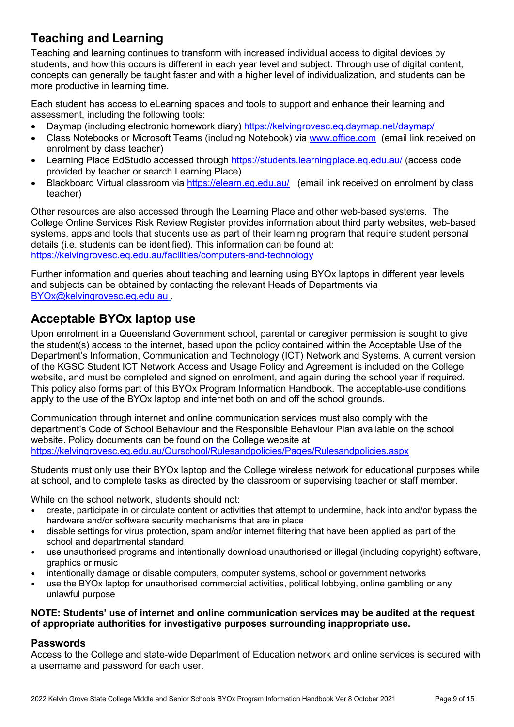## Teaching and Learning

Teaching and learning continues to transform with increased individual access to digital devices by students, and how this occurs is different in each year level and subject. Through use of digital content, concepts can generally be taught faster and with a higher level of individualization, and students can be more productive in learning time.

Each student has access to eLearning spaces and tools to support and enhance their learning and assessment, including the following tools:

- Daymap (including electronic homework diary) https://kelvingrovesc.eq.daymap.net/daymap/
- Class Notebooks or Microsoft Teams (including Notebook) via www.office.com (email link received on enrolment by class teacher)
- Learning Place EdStudio accessed through https://students.learningplace.eq.edu.au/ (access code provided by teacher or search Learning Place)
- Blackboard Virtual classroom via https://elearn.eq.edu.au/ (email link received on enrolment by class teacher)

Other resources are also accessed through the Learning Place and other web-based systems. The College Online Services Risk Review Register provides information about third party websites, web-based systems, apps and tools that students use as part of their learning program that require student personal details (i.e. students can be identified). This information can be found at: https://kelvingrovesc.eq.edu.au/facilities/computers-and-technology

Further information and queries about teaching and learning using BYOx laptops in different year levels and subjects can be obtained by contacting the relevant Heads of Departments via BYOx@kelvingrovesc.eq.edu.au .

## Acceptable BYOx laptop use

Upon enrolment in a Queensland Government school, parental or caregiver permission is sought to give the student(s) access to the internet, based upon the policy contained within the Acceptable Use of the Department's Information, Communication and Technology (ICT) Network and Systems. A current version of the KGSC Student ICT Network Access and Usage Policy and Agreement is included on the College website, and must be completed and signed on enrolment, and again during the school year if required. This policy also forms part of this BYOx Program Information Handbook. The acceptable-use conditions apply to the use of the BYOx laptop and internet both on and off the school grounds.

Communication through internet and online communication services must also comply with the department's Code of School Behaviour and the Responsible Behaviour Plan available on the school website. Policy documents can be found on the College website at https://kelvingrovesc.eq.edu.au/Ourschool/Rulesandpolicies/Pages/Rulesandpolicies.aspx

Students must only use their BYOx laptop and the College wireless network for educational purposes while at school, and to complete tasks as directed by the classroom or supervising teacher or staff member.

While on the school network, students should not:

- create, participate in or circulate content or activities that attempt to undermine, hack into and/or bypass the hardware and/or software security mechanisms that are in place
- disable settings for virus protection, spam and/or internet filtering that have been applied as part of the school and departmental standard
- use unauthorised programs and intentionally download unauthorised or illegal (including copyright) software, graphics or music
- intentionally damage or disable computers, computer systems, school or government networks
- use the BYOx laptop for unauthorised commercial activities, political lobbying, online gambling or any unlawful purpose

**NOTE: Students' use of internet and online communication services may be audited at the request of appropriate authorities for investigative purposes surrounding inappropriate use.**

### Passwords

Access to the College and state-wide Department of Education network and online services is secured with a username and password for each user.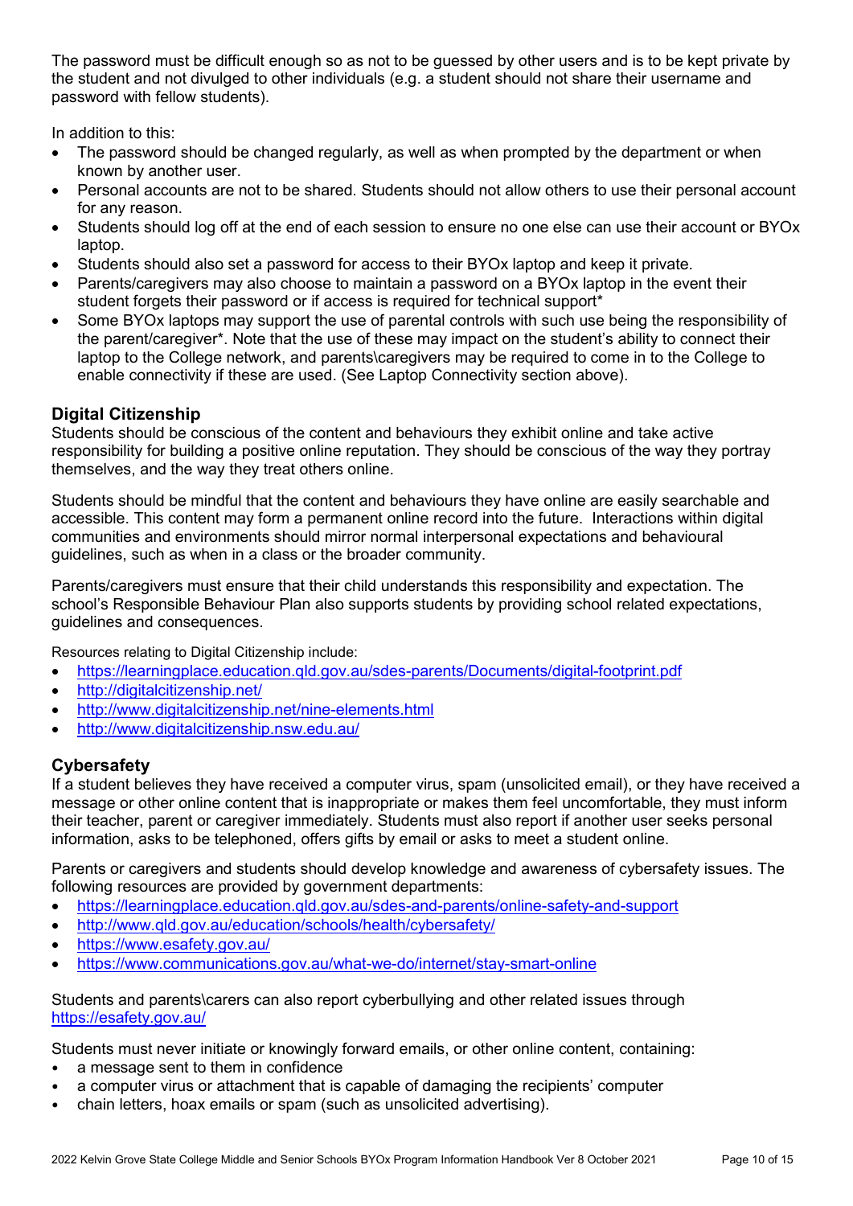The password must be difficult enough so as not to be guessed by other users and is to be kept private by the student and not divulged to other individuals (e.g. a student should not share their username and password with fellow students).

In addition to this:

- The password should be changed regularly, as well as when prompted by the department or when known by another user.
- Personal accounts are not to be shared. Students should not allow others to use their personal account for any reason.
- Students should log off at the end of each session to ensure no one else can use their account or BYOx laptop.
- Students should also set a password for access to their BYOx laptop and keep it private.
- Parents/caregivers may also choose to maintain a password on a BYOx laptop in the event their student forgets their password or if access is required for technical support*
- Some BYOx laptops may support the use of parental controls with such use being the responsibility of the parent/caregiver*. Note that the use of these may impact on the student's ability to connect their laptop to the College network, and parents\caregivers may be required to come in to the College to enable connectivity if these are used. (See Laptop Connectivity section above).

### Digital Citizenship

Students should be conscious of the content and behaviours they exhibit online and take active responsibility for building a positive online reputation. They should be conscious of the way they portray themselves, and the way they treat others online.

Students should be mindful that the content and behaviours they have online are easily searchable and accessible. This content may form a permanent online record into the future. Interactions within digital communities and environments should mirror normal interpersonal expectations and behavioural guidelines, such as when in a class or the broader community.

Parents/caregivers must ensure that their child understands this responsibility and expectation. The school's Responsible Behaviour Plan also supports students by providing school related expectations, guidelines and consequences.

Resources relating to Digital Citizenship include:

- https://learningplace.education.qld.gov.au/sdes-parents/Documents/digital-footprint.pdf
- http://digitalcitizenship.net/
- http://www.digitalcitizenship.net/nine-elements.html
- http://www.digitalcitizenship.nsw.edu.au/

### Cybersafety

If a student believes they have received a computer virus, spam (unsolicited email), or they have received a message or other online content that is inappropriate or makes them feel uncomfortable, they must inform their teacher, parent or caregiver immediately. Students must also report if another user seeks personal information, asks to be telephoned, offers gifts by email or asks to meet a student online.

Parents or caregivers and students should develop knowledge and awareness of cybersafety issues. The following resources are provided by government departments:

- https://learningplace.education.qld.gov.au/sdes-and-parents/online-safety-and-support
- http://www.qld.gov.au/education/schools/health/cybersafety/
- https://www.esafety.gov.au/
- https://www.communications.gov.au/what-we-do/internet/stay-smart-online

Students and parents\carers can also report cyberbullying and other related issues through https://esafety.gov.au/

Students must never initiate or knowingly forward emails, or other online content, containing:

- a message sent to them in confidence
- a computer virus or attachment that is capable of damaging the recipients' computer
- chain letters, hoax emails or spam (such as unsolicited advertising).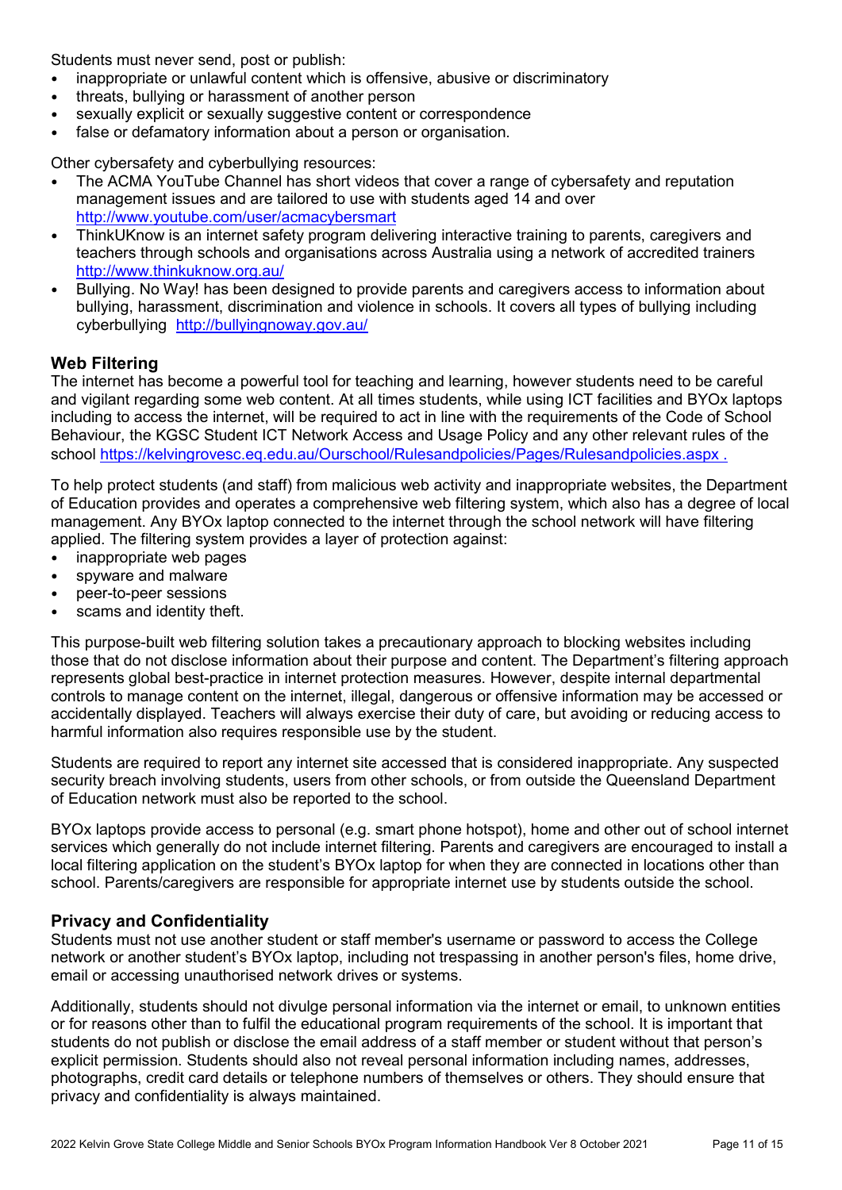Students must never send, post or publish:

- inappropriate or unlawful content which is offensive, abusive or discriminatory
- threats, bullying or harassment of another person
- sexually explicit or sexually suggestive content or correspondence
- false or defamatory information about a person or organisation.

Other cybersafety and cyberbullying resources:

- The ACMA YouTube Channel has short videos that cover a range of cybersafety and reputation management issues and are tailored to use with students aged 14 and over http://www.youtube.com/user/acmacybersmart
- ThinkUKnow is an internet safety program delivering interactive training to parents, caregivers and teachers through schools and organisations across Australia using a network of accredited trainers http://www.thinkuknow.org.au/
- Bullying. No Way! has been designed to provide parents and caregivers access to information about bullying, harassment, discrimination and violence in schools. It covers all types of bullying including cyberbullying http://bullyingnoway.gov.au/

## Web Filtering

The internet has become a powerful tool for teaching and learning, however students need to be careful and vigilant regarding some web content. At all times students, while using ICT facilities and BYOx laptops including to access the internet, will be required to act in line with the requirements of the Code of School Behaviour, the KGSC Student ICT Network Access and Usage Policy and any other relevant rules of the school https://kelvingrovesc.eq.edu.au/Ourschool/Rulesandpolicies/Pages/Rulesandpolicies.aspx .

To help protect students (and staff) from malicious web activity and inappropriate websites, the Department of Education provides and operates a comprehensive web filtering system, which also has a degree of local management. Any BYOx laptop connected to the internet through the school network will have filtering applied. The filtering system provides a layer of protection against:

- inappropriate web pages
- spyware and malware
- peer-to-peer sessions
- scams and identity theft.

This purpose-built web filtering solution takes a precautionary approach to blocking websites including those that do not disclose information about their purpose and content. The Department's filtering approach represents global best-practice in internet protection measures. However, despite internal departmental controls to manage content on the internet, illegal, dangerous or offensive information may be accessed or accidentally displayed. Teachers will always exercise their duty of care, but avoiding or reducing access to harmful information also requires responsible use by the student.

Students are required to report any internet site accessed that is considered inappropriate. Any suspected security breach involving students, users from other schools, or from outside the Queensland Department of Education network must also be reported to the school.

BYOx laptops provide access to personal (e.g. smart phone hotspot), home and other out of school internet services which generally do not include internet filtering. Parents and caregivers are encouraged to install a local filtering application on the student's BYOx laptop for when they are connected in locations other than school. Parents/caregivers are responsible for appropriate internet use by students outside the school.

## Privacy and Confidentiality

Students must not use another student or staff member's username or password to access the College network or another student's BYOx laptop, including not trespassing in another person's files, home drive, email or accessing unauthorised network drives or systems.

Additionally, students should not divulge personal information via the internet or email, to unknown entities or for reasons other than to fulfil the educational program requirements of the school. It is important that students do not publish or disclose the email address of a staff member or student without that person's explicit permission. Students should also not reveal personal information including names, addresses, photographs, credit card details or telephone numbers of themselves or others. They should ensure that privacy and confidentiality is always maintained.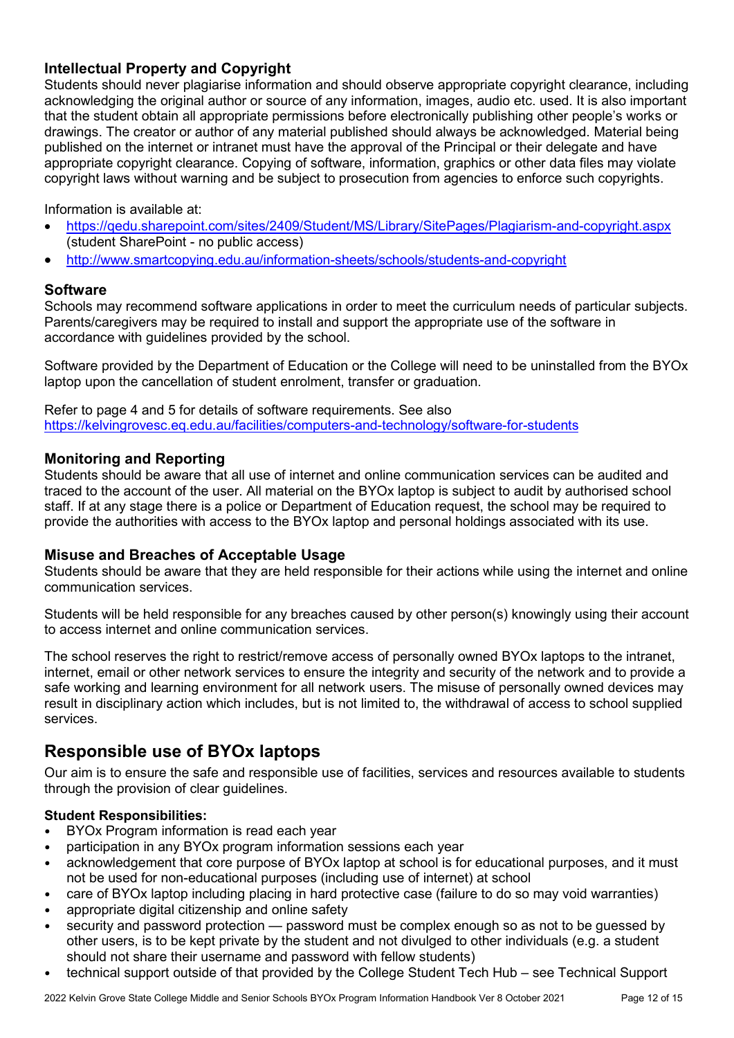### Intellectual Property and Copyright

Students should never plagiarise information and should observe appropriate copyright clearance, including acknowledging the original author or source of any information, images, audio etc. used. It is also important that the student obtain all appropriate permissions before electronically publishing other people's works or drawings. The creator or author of any material published should always be acknowledged. Material being published on the internet or intranet must have the approval of the Principal or their delegate and have appropriate copyright clearance. Copying of software, information, graphics or other data files may violate copyright laws without warning and be subject to prosecution from agencies to enforce such copyrights.

Information is available at:

- https://qedu.sharepoint.com/sites/2409/Student/MS/Library/SitePages/Plagiarism-and-copyright.aspx (student SharePoint - no public access)
- http://www.smartcopying.edu.au/information-sheets/schools/students-and-copyright

### Software

Schools may recommend software applications in order to meet the curriculum needs of particular subjects. Parents/caregivers may be required to install and support the appropriate use of the software in accordance with guidelines provided by the school.

Software provided by the Department of Education or the College will need to be uninstalled from the BYOx laptop upon the cancellation of student enrolment, transfer or graduation.

Refer to page 4 and 5 for details of software requirements. See also https://kelvingrovesc.eq.edu.au/facilities/computers-and-technology/software-for-students

### Monitoring and Reporting

Students should be aware that all use of internet and online communication services can be audited and traced to the account of the user. All material on the BYOx laptop is subject to audit by authorised school staff. If at any stage there is a police or Department of Education request, the school may be required to provide the authorities with access to the BYOx laptop and personal holdings associated with its use.

### Misuse and Breaches of Acceptable Usage

Students should be aware that they are held responsible for their actions while using the internet and online communication services.

Students will be held responsible for any breaches caused by other person(s) knowingly using their account to access internet and online communication services.

The school reserves the right to restrict/remove access of personally owned BYOx laptops to the intranet, internet, email or other network services to ensure the integrity and security of the network and to provide a safe working and learning environment for all network users. The misuse of personally owned devices may result in disciplinary action which includes, but is not limited to, the withdrawal of access to school supplied services.

## Responsible use of BYOx laptops

Our aim is to ensure the safe and responsible use of facilities, services and resources available to students through the provision of clear guidelines.

**Student Responsibilities:**

- BYOx Program information is read each year
- participation in any BYOx program information sessions each year
- acknowledgement that core purpose of BYOx laptop at school is for educational purposes, and it must not be used for non-educational purposes (including use of internet) at school
- care of BYOx laptop including placing in hard protective case (failure to do so may void warranties)
- appropriate digital citizenship and online safety
- security and password protection — password must be complex enough so as not to be guessed by other users, is to be kept private by the student and not divulged to other individuals (e.g. a student should not share their username and password with fellow students)
- technical support outside of that provided by the College Student Tech Hub – see Technical Support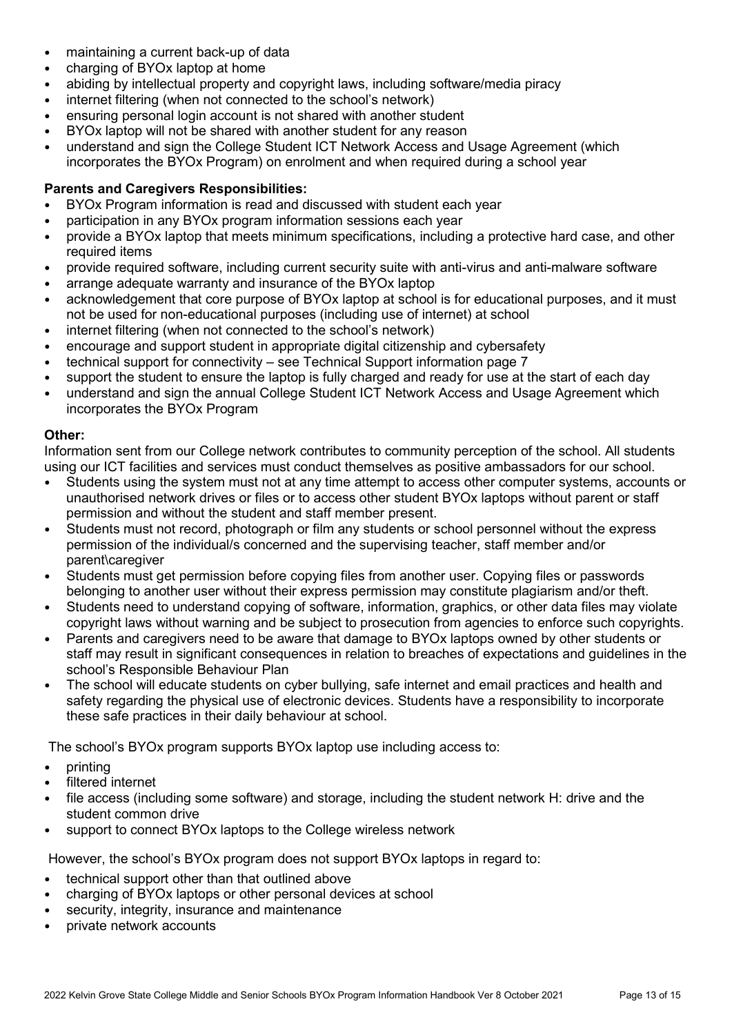- maintaining a current back-up of data
- charging of BYOx laptop at home
- abiding by intellectual property and copyright laws, including software/media piracy
- internet filtering (when not connected to the school's network)
- ensuring personal login account is not shared with another student
- BYOx laptop will not be shared with another student for any reason
- understand and sign the College Student ICT Network Access and Usage Agreement (which incorporates the BYOx Program) on enrolment and when required during a school year

**Parents and Caregivers Responsibilities:**

- BYOx Program information is read and discussed with student each year
- participation in any BYOx program information sessions each year
- provide a BYOx laptop that meets minimum specifications, including a protective hard case, and other required items
- provide required software, including current security suite with anti-virus and anti-malware software
- arrange adequate warranty and insurance of the BYOx laptop
- acknowledgement that core purpose of BYOx laptop at school is for educational purposes, and it must not be used for non-educational purposes (including use of internet) at school
- internet filtering (when not connected to the school's network)
- encourage and support student in appropriate digital citizenship and cybersafety
- technical support for connectivity – see Technical Support information page 7
- support the student to ensure the laptop is fully charged and ready for use at the start of each day
- understand and sign the annual College Student ICT Network Access and Usage Agreement which incorporates the BYOx Program

**Other:**

Information sent from our College network contributes to community perception of the school. All students using our ICT facilities and services must conduct themselves as positive ambassadors for our school.

- Students using the system must not at any time attempt to access other computer systems, accounts or unauthorised network drives or files or to access other student BYOx laptops without parent or staff permission and without the student and staff member present.
- Students must not record, photograph or film any students or school personnel without the express permission of the individual/s concerned and the supervising teacher, staff member and/or parent\caregiver
- Students must get permission before copying files from another user. Copying files or passwords belonging to another user without their express permission may constitute plagiarism and/or theft.
- Students need to understand copying of software, information, graphics, or other data files may violate copyright laws without warning and be subject to prosecution from agencies to enforce such copyrights.
- Parents and caregivers need to be aware that damage to BYOx laptops owned by other students or staff may result in significant consequences in relation to breaches of expectations and guidelines in the school's Responsible Behaviour Plan
- The school will educate students on cyber bullying, safe internet and email practices and health and safety regarding the physical use of electronic devices. Students have a responsibility to incorporate these safe practices in their daily behaviour at school.

The school's BYOx program supports BYOx laptop use including access to:

- printing
- filtered internet
- file access (including some software) and storage, including the student network H: drive and the student common drive
- support to connect BYOx laptops to the College wireless network

However, the school's BYOx program does not support BYOx laptops in regard to:

- technical support other than that outlined above
- charging of BYOx laptops or other personal devices at school
- security, integrity, insurance and maintenance
- private network accounts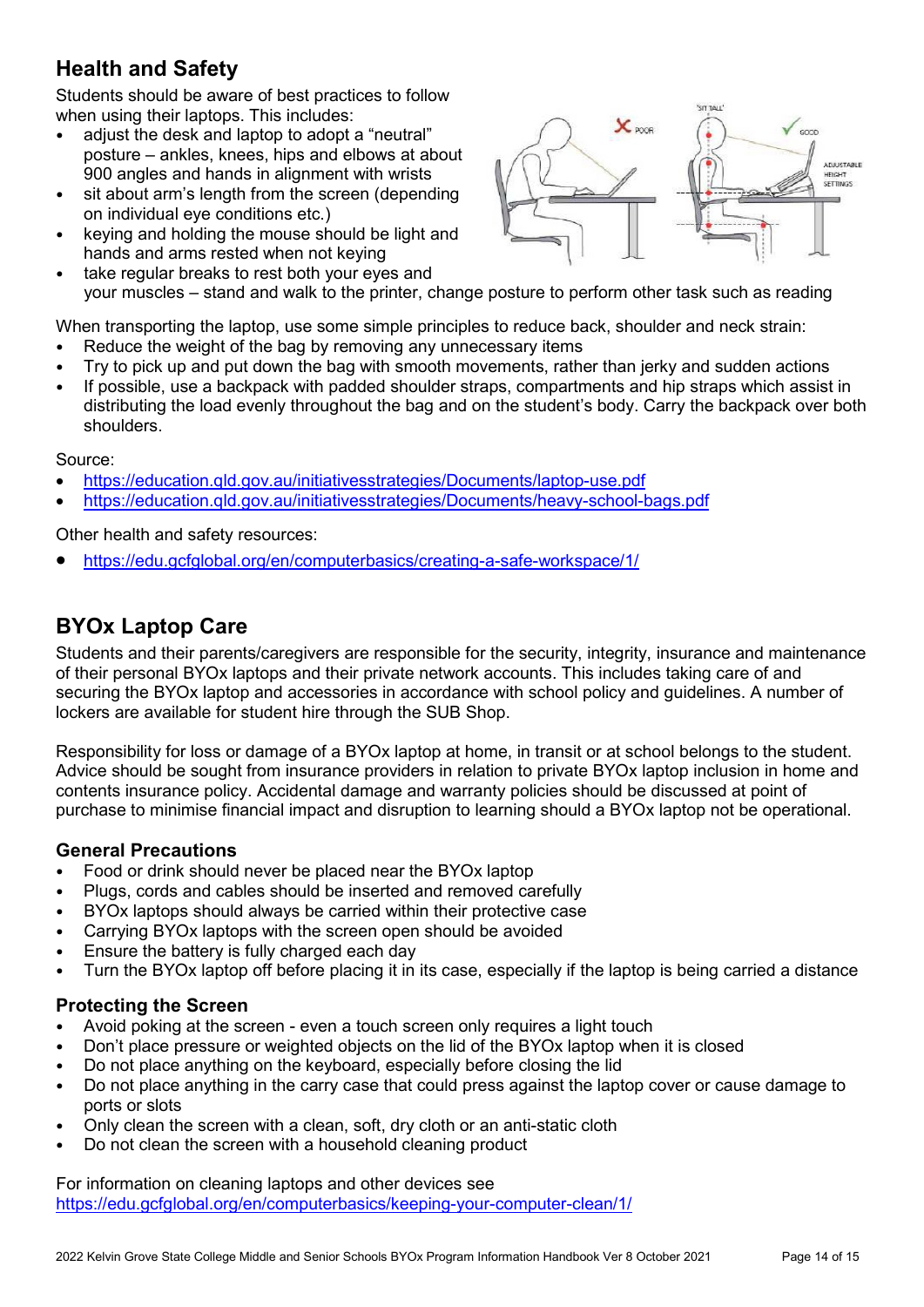## Health and Safety

Students should be aware of best practices to follow when using their laptops. This includes:

- adjust the desk and laptop to adopt a "neutral" posture – ankles, knees, hips and elbows at about 900 angles and hands in alignment with wrists
- sit about arm's length from the screen (depending on individual eye conditions etc.)
- keying and holding the mouse should be light and hands and arms rested when not keying
- take regular breaks to rest both your eyes and your muscles – stand and walk to the printer, change posture to perform other task such as reading

When transporting the laptop, use some simple principles to reduce back, shoulder and neck strain:

- Reduce the weight of the bag by removing any unnecessary items
- Try to pick up and put down the bag with smooth movements, rather than jerky and sudden actions
- If possible, use a backpack with padded shoulder straps, compartments and hip straps which assist in distributing the load evenly throughout the bag and on the student's body. Carry the backpack over both shoulders.

Source:

- https://education.qld.gov.au/initiativesstrategies/Documents/laptop-use.pdf
- https://education.qld.gov.au/initiativesstrategies/Documents/heavy-school-bags.pdf

Other health and safety resources:

- https://edu.gcfglobal.org/en/computerbasics/creating-a-safe-workspace/1/

## BYOx Laptop Care

Students and their parents/caregivers are responsible for the security, integrity, insurance and maintenance of their personal BYOx laptops and their private network accounts. This includes taking care of and securing the BYOx laptop and accessories in accordance with school policy and guidelines. A number of lockers are available for student hire through the SUB Shop.

Responsibility for loss or damage of a BYOx laptop at home, in transit or at school belongs to the student. Advice should be sought from insurance providers in relation to private BYOx laptop inclusion in home and contents insurance policy. Accidental damage and warranty policies should be discussed at point of purchase to minimise financial impact and disruption to learning should a BYOx laptop not be operational.

### General Precautions

- Food or drink should never be placed near the BYOx laptop
- Plugs, cords and cables should be inserted and removed carefully
- BYOx laptops should always be carried within their protective case
- Carrying BYOx laptops with the screen open should be avoided
- Ensure the battery is fully charged each day
- Turn the BYOx laptop off before placing it in its case, especially if the laptop is being carried a distance

### Protecting the Screen

- Avoid poking at the screen - even a touch screen only requires a light touch
- Don't place pressure or weighted objects on the lid of the BYOx laptop when it is closed
- Do not place anything on the keyboard, especially before closing the lid
- Do not place anything in the carry case that could press against the laptop cover or cause damage to ports or slots
- Only clean the screen with a clean, soft, dry cloth or an anti-static cloth
- Do not clean the screen with a household cleaning product

For information on cleaning laptops and other devices see https://edu.gcfglobal.org/en/computerbasics/keeping-your-computer-clean/1/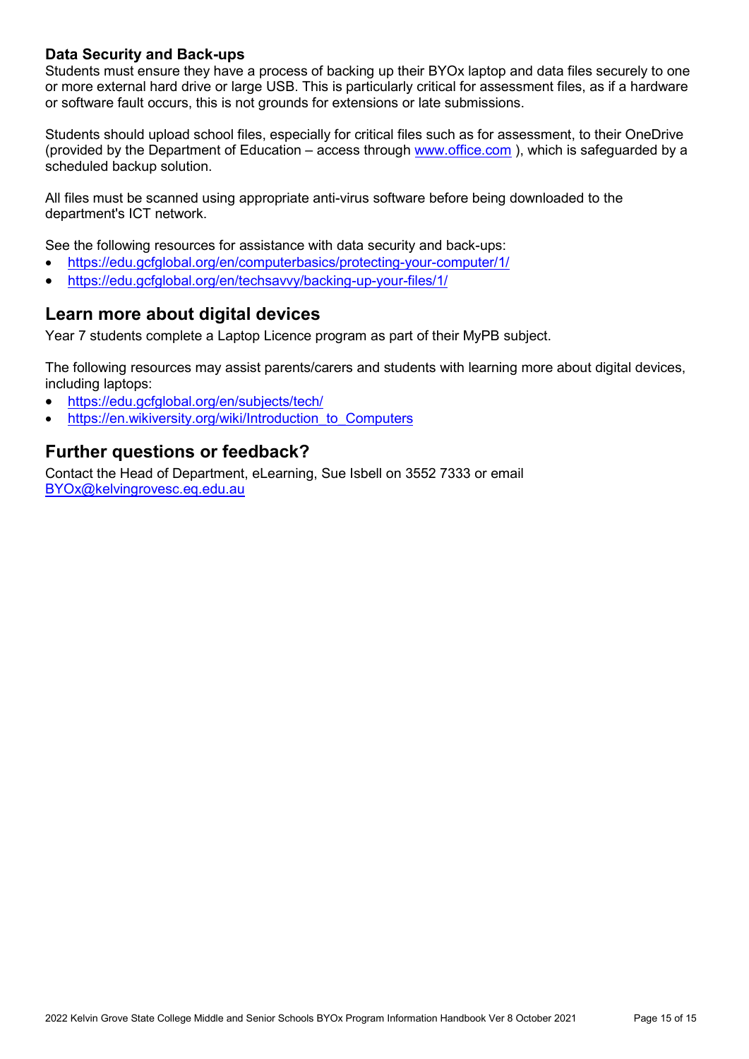### Data Security and Back-ups

Students must ensure they have a process of backing up their BYOx laptop and data files securely to one or more external hard drive or large USB. This is particularly critical for assessment files, as if a hardware or software fault occurs, this is not grounds for extensions or late submissions.

Students should upload school files, especially for critical files such as for assessment, to their OneDrive (provided by the Department of Education – access through www.office.com ), which is safeguarded by a scheduled backup solution.

All files must be scanned using appropriate anti-virus software before being downloaded to the department's ICT network.

See the following resources for assistance with data security and back-ups:

- https://edu.gcfglobal.org/en/computerbasics/protecting-your-computer/1/
- https://edu.gcfglobal.org/en/techsavvy/backing-up-your-files/1/

## Learn more about digital devices

Year 7 students complete a Laptop Licence program as part of their MyPB subject.

The following resources may assist parents/carers and students with learning more about digital devices, including laptops:

- https://edu.gcfglobal.org/en/subjects/tech/
- https://en.wikiversity.org/wiki/Introduction_to_Computers

## Further questions or feedback?

Contact the Head of Department, eLearning, Sue Isbell on 3552 7333 or email BYOx@kelvingrovesc.eq.edu.au